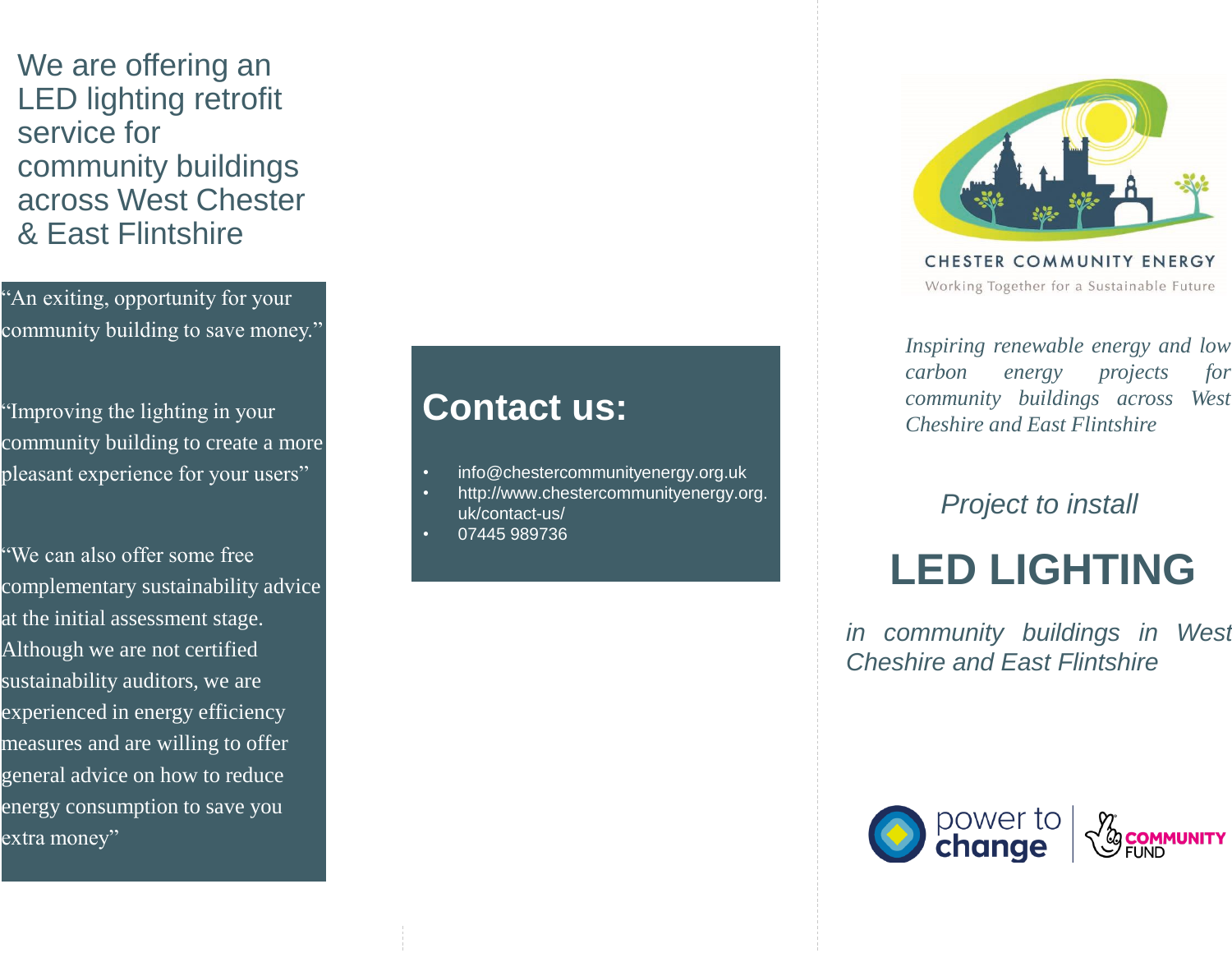We are offering an LED lighting retrofit service for community buildings across West Chester & East Flintshire

"An exiting, opportunity for your community building to save money."

"Improving the lighting in your community building to create a more pleasant experience for your users"

"We can also offer some free complementary sustainability advice at the initial assessment stage. Although we are not certified sustainability auditors, we are experienced in energy efficiency measures and are willing to offer general advice on how to reduce energy consumption to save you extra money"

## Contact us:

- info@chestercommunityenergy.org.uk
- http://www.chestercommunityenergy.org.uk/contact-us/
- 07445 989736

CHESTER COMMUNITY ENERGY

Working Together for a Sustainable Future

*Inspiring renewable energy and low carbon energy projects for community buildings across West Cheshire and East Flintshire*

*Project to install*

# LED LIGHTING

*in community buildings in West Cheshire and East Flintshire*

power to change | COMMUNITY FUND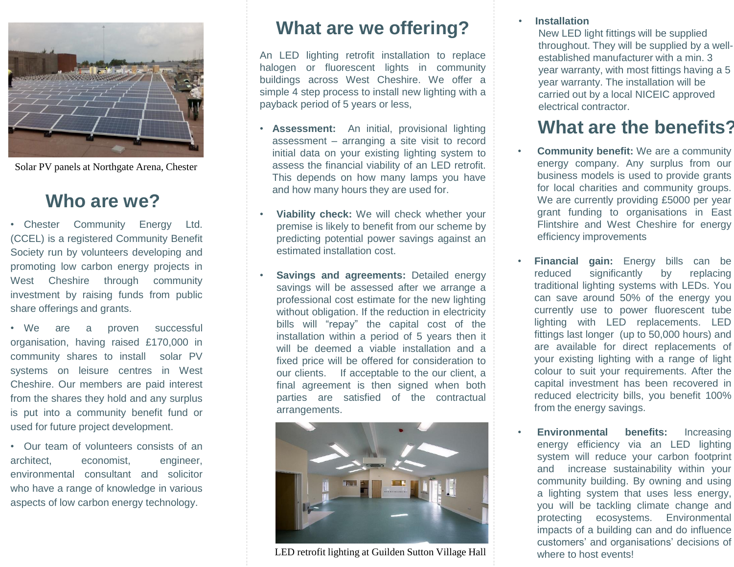Solar PV panels at Northgate Arena, Chester

## Who are we?

- Chester Community Energy Ltd. (CCEL) is a registered Community Benefit Society run by volunteers developing and promoting low carbon energy projects in West Cheshire through community investment by raising funds from public share offerings and grants.
- We are a proven successful organisation, having raised £170,000 in community shares to install solar PV systems on leisure centres in West Cheshire. Our members are paid interest from the shares they hold and any surplus is put into a community benefit fund or used for future project development.
- Our team of volunteers consists of an architect, economist, engineer, environmental consultant and solicitor who have a range of knowledge in various aspects of low carbon energy technology.

## What are we offering?

An LED lighting retrofit installation to replace halogen or fluorescent lights in community buildings across West Cheshire. We offer a simple 4 step process to install new lighting with a payback period of 5 years or less,

- **Assessment:** An initial, provisional lighting assessment – arranging a site visit to record initial data on your existing lighting system to assess the financial viability of an LED retrofit. This depends on how many lamps you have and how many hours they are used for.
- **Viability check:** We will check whether your premise is likely to benefit from our scheme by predicting potential power savings against an estimated installation cost.
- **Savings and agreements:** Detailed energy savings will be assessed after we arrange a professional cost estimate for the new lighting without obligation. If the reduction in electricity bills will "repay" the capital cost of the installation within a period of 5 years then it will be deemed a viable installation and a fixed price will be offered for consideration to our clients. If acceptable to the our client, a final agreement is then signed when both parties are satisfied of the contractual arrangements.

LED retrofit lighting at Guilden Sutton Village Hall

- **Installation**
  New LED light fittings will be supplied throughout. They will be supplied by a well-established manufacturer with a min. 3 year warranty, with most fittings having a 5 year warranty. The installation will be carried out by a local NICEIC approved electrical contractor.

## What are the benefits?

- **Community benefit:** We are a community energy company. Any surplus from our business models is used to provide grants for local charities and community groups. We are currently providing £5000 per year grant funding to organisations in East Flintshire and West Cheshire for energy efficiency improvements
- **Financial gain:** Energy bills can be reduced significantly by replacing traditional lighting systems with LEDs. You can save around 50% of the energy you currently use to power fluorescent tube lighting with LED replacements. LED fittings last longer (up to 50,000 hours) and are available for direct replacements of your existing lighting with a range of light colour to suit your requirements. After the capital investment has been recovered in reduced electricity bills, you benefit 100% from the energy savings.
- **Environmental benefits:** Increasing energy efficiency via an LED lighting system will reduce your carbon footprint and increase sustainability within your community building. By owning and using a lighting system that uses less energy, you will be tackling climate change and protecting ecosystems. Environmental impacts of a building can and do influence customers' and organisations' decisions of where to host events!